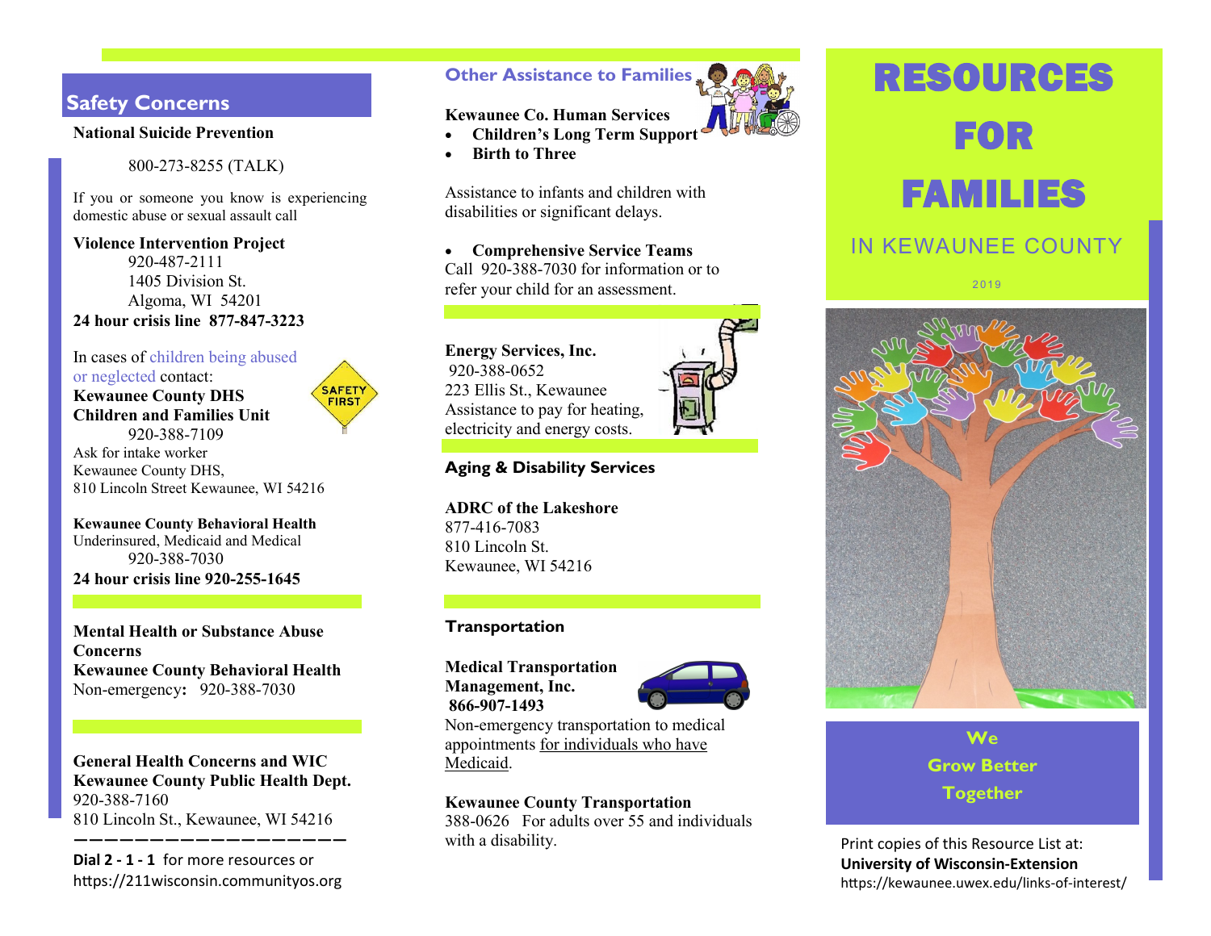## Safety Concerns

**National Suicide Prevention**

800-273-8255 (TALK)

If you or someone you know is experiencing domestic abuse or sexual assault call

**Violence Intervention Project**
920-487-2111
1405 Division St.
Algoma, WI 54201
**24 hour crisis line 877-847-3223**

In cases of children being abused or neglected contact:
**Kewaunee County DHS**
**Children and Families Unit**
920-388-7109
Ask for intake worker
Kewaunee County DHS,
810 Lincoln Street Kewaunee, WI 54216

**Kewaunee County Behavioral Health**
Underinsured, Medicaid and Medical
920-388-7030
**24 hour crisis line 920-255-1645**

**Mental Health or Substance Abuse Concerns**
**Kewaunee County Behavioral Health**
Non-emergency**:** 920-388-7030

**General Health Concerns and WIC**
**Kewaunee County Public Health Dept.**
920-388-7160
810 Lincoln St., Kewaunee, WI 54216

**Dial 2 - 1 - 1** for more resources or
https://211wisconsin.communityos.org

## Other Assistance to Families

**Kewaunee Co. Human Services**

- **Children's Long Term Support**
- **Birth to Three**

Assistance to infants and children with disabilities or significant delays.

- **Comprehensive Service Teams**

Call 920-388-7030 for information or to refer your child for an assessment.

**Energy Services, Inc.**
920-388-0652
223 Ellis St., Kewaunee
Assistance to pay for heating, electricity and energy costs.

### Aging & Disability Services

**ADRC of the Lakeshore**
877-416-7083
810 Lincoln St.
Kewaunee, WI 54216

### Transportation

**Medical Transportation Management, Inc.**
**866-907-1493**
Non-emergency transportation to medical appointments for individuals who have Medicaid.

**Kewaunee County Transportation**
388-0626 For adults over 55 and individuals with a disability.

# RESOURCES FOR FAMILIES

IN KEWAUNEE COUNTY

2019

**We Grow Better Together**

Print copies of this Resource List at:
**University of Wisconsin-Extension**
https://kewaunee.uwex.edu/links-of-interest/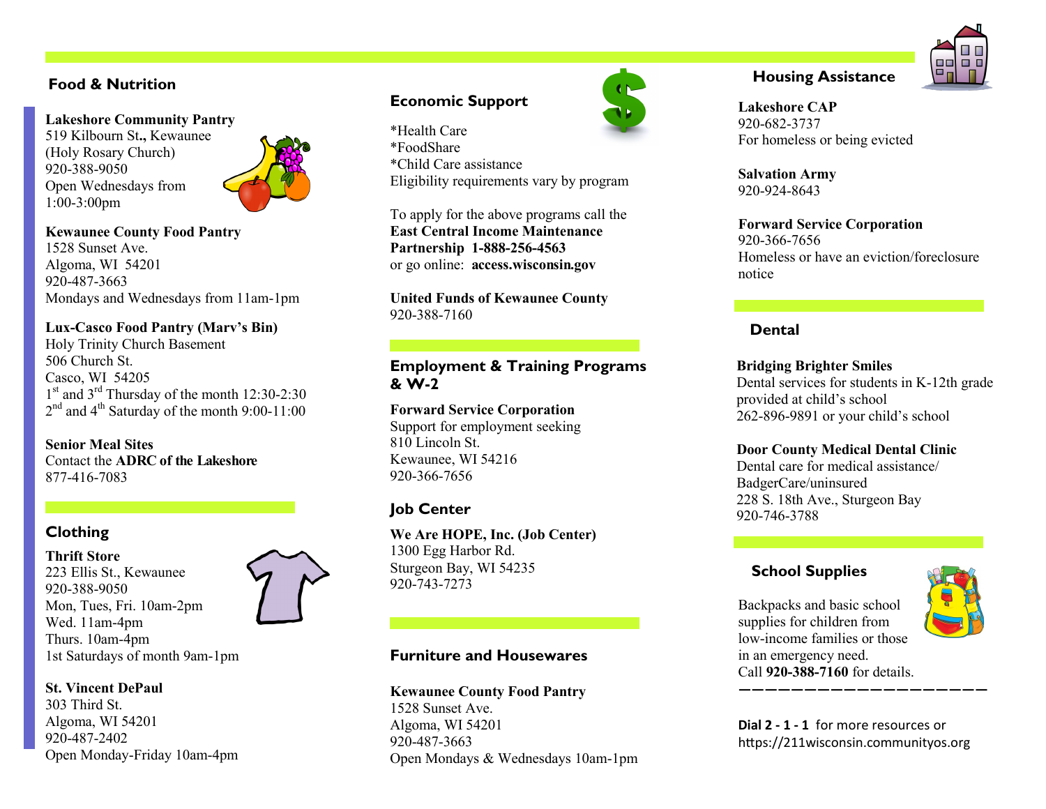## Food & Nutrition

**Lakeshore Community Pantry**
519 Kilbourn St**.,** Kewaunee
(Holy Rosary Church)
920-388-9050
Open Wednesdays from 1:00-3:00pm

**Kewaunee County Food Pantry**
1528 Sunset Ave.
Algoma, WI 54201
920-487-3663
Mondays and Wednesdays from 11am-1pm

**Lux-Casco Food Pantry (Marv's Bin)**
Holy Trinity Church Basement
506 Church St.
Casco, WI 54205
1st and 3rd Thursday of the month 12:30-2:30
2nd and 4th Saturday of the month 9:00-11:00

**Senior Meal Sites**
Contact the **ADRC of the Lakeshore**
877-416-7083

## Clothing

**Thrift Store**
223 Ellis St., Kewaunee
920-388-9050
Mon, Tues, Fri. 10am-2pm
Wed. 11am-4pm
Thurs. 10am-4pm
1st Saturdays of month 9am-1pm

**St. Vincent DePaul**
303 Third St.
Algoma, WI 54201
920-487-2402
Open Monday-Friday 10am-4pm

## Economic Support

*Health Care
*FoodShare
*Child Care assistance
Eligibility requirements vary by program

To apply for the above programs call the **East Central Income Maintenance Partnership 1-888-256-4563**
or go online: **access.wisconsin.gov**

**United Funds of Kewaunee County**
920-388-7160

## Employment & Training Programs & W-2

**Forward Service Corporation**
Support for employment seeking
810 Lincoln St.
Kewaunee, WI 54216
920-366-7656

## Job Center

**We Are HOPE, Inc. (Job Center)**
1300 Egg Harbor Rd.
Sturgeon Bay, WI 54235
920-743-7273

## Furniture and Housewares

**Kewaunee County Food Pantry**
1528 Sunset Ave.
Algoma, WI 54201
920-487-3663
Open Mondays & Wednesdays 10am-1pm

## Housing Assistance

**Lakeshore CAP**
920-682-3737
For homeless or being evicted

**Salvation Army**
920-924-8643

**Forward Service Corporation**
920-366-7656
Homeless or have an eviction/foreclosure notice

## Dental

**Bridging Brighter Smiles**
Dental services for students in K-12th grade provided at child's school
262-896-9891 or your child's school

**Door County Medical Dental Clinic**
Dental care for medical assistance/ BadgerCare/uninsured
228 S. 18th Ave., Sturgeon Bay
920-746-3788

## School Supplies

Backpacks and basic school supplies for children from low-income families or those in an emergency need.
Call **920-388-7160** for details.

---

**Dial 2 - 1 - 1** for more resources or https://211wisconsin.communityos.org